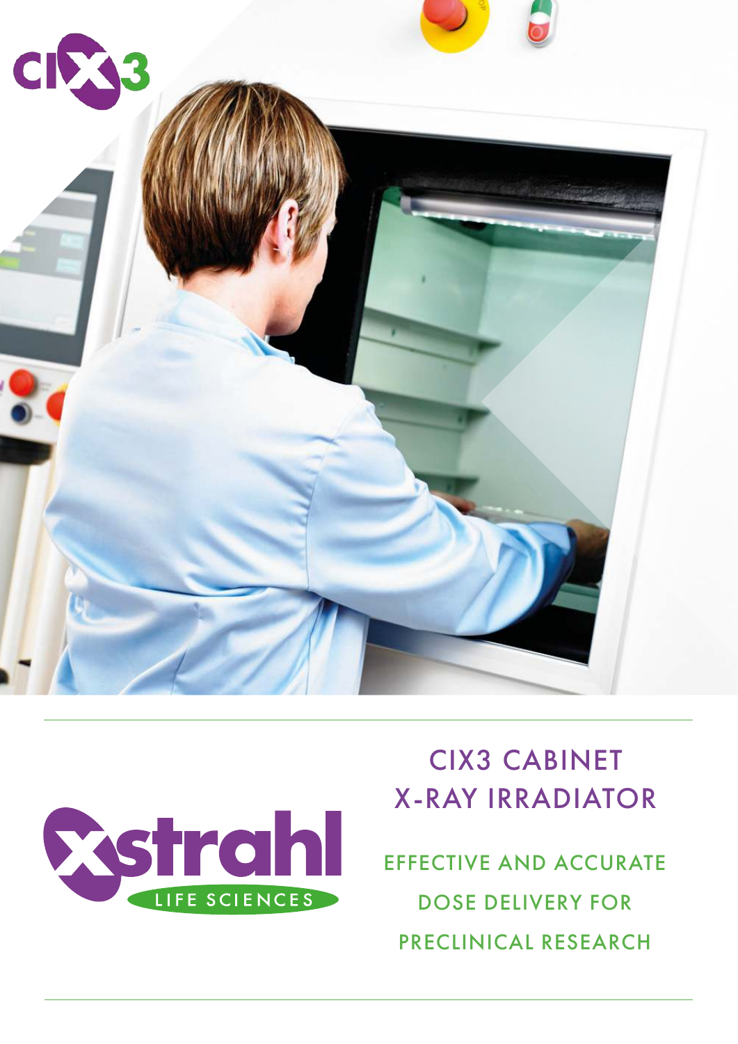# CIX3 CABINET X-RAY IRRADIATOR

## EFFECTIVE AND ACCURATE DOSE DELIVERY FOR PRECLINICAL RESEARCH

Xstrahl LIFE SCIENCES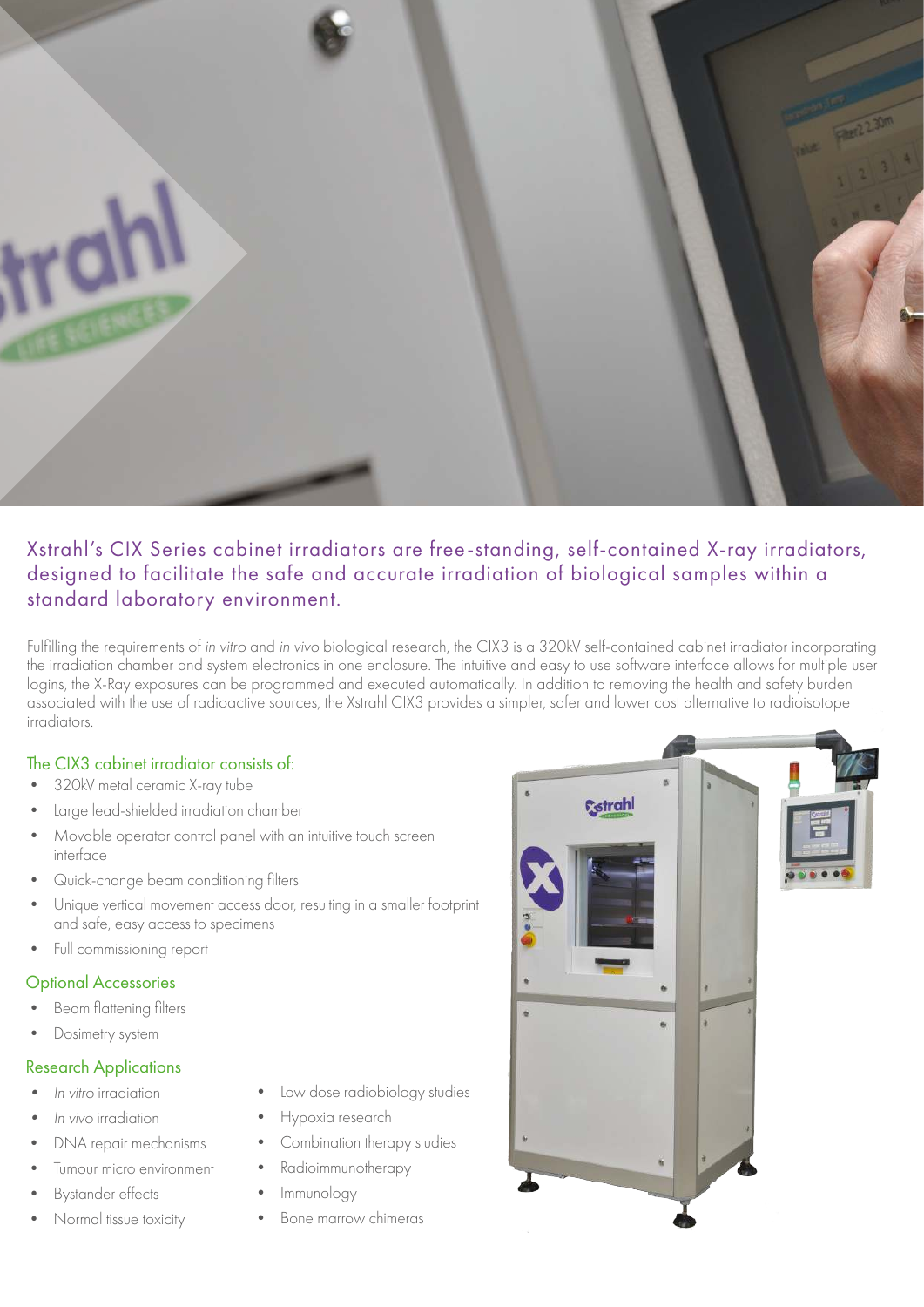## Xstrahl's CIX Series cabinet irradiators are free-standing, self-contained X-ray irradiators, designed to facilitate the safe and accurate irradiation of biological samples within a standard laboratory environment.

Fulfilling the requirements of *in vitro* and *in vivo* biological research, the CIX3 is a 320kV self-contained cabinet irradiator incorporating the irradiation chamber and system electronics in one enclosure. The intuitive and easy to use software interface allows for multiple user logins, the X-Ray exposures can be programmed and executed automatically. In addition to removing the health and safety burden associated with the use of radioactive sources, the Xstrahl CIX3 provides a simpler, safer and lower cost alternative to radioisotope irradiators.

### The CIX3 cabinet irradiator consists of:

- 320kV metal ceramic X-ray tube
- Large lead-shielded irradiation chamber
- Movable operator control panel with an intuitive touch screen interface
- Quick-change beam conditioning filters
- Unique vertical movement access door, resulting in a smaller footprint and safe, easy access to specimens
- Full commissioning report

### Optional Accessories

- Beam flattening filters
- Dosimetry system

### Research Applications

- *In vitro* irradiation
- *In vivo* irradiation
- DNA repair mechanisms
- Tumour micro environment
- Bystander effects
- Normal tissue toxicity
- Low dose radiobiology studies
- Hypoxia research
- Combination therapy studies
- Radioimmunotherapy
- Immunology
- Bone marrow chimeras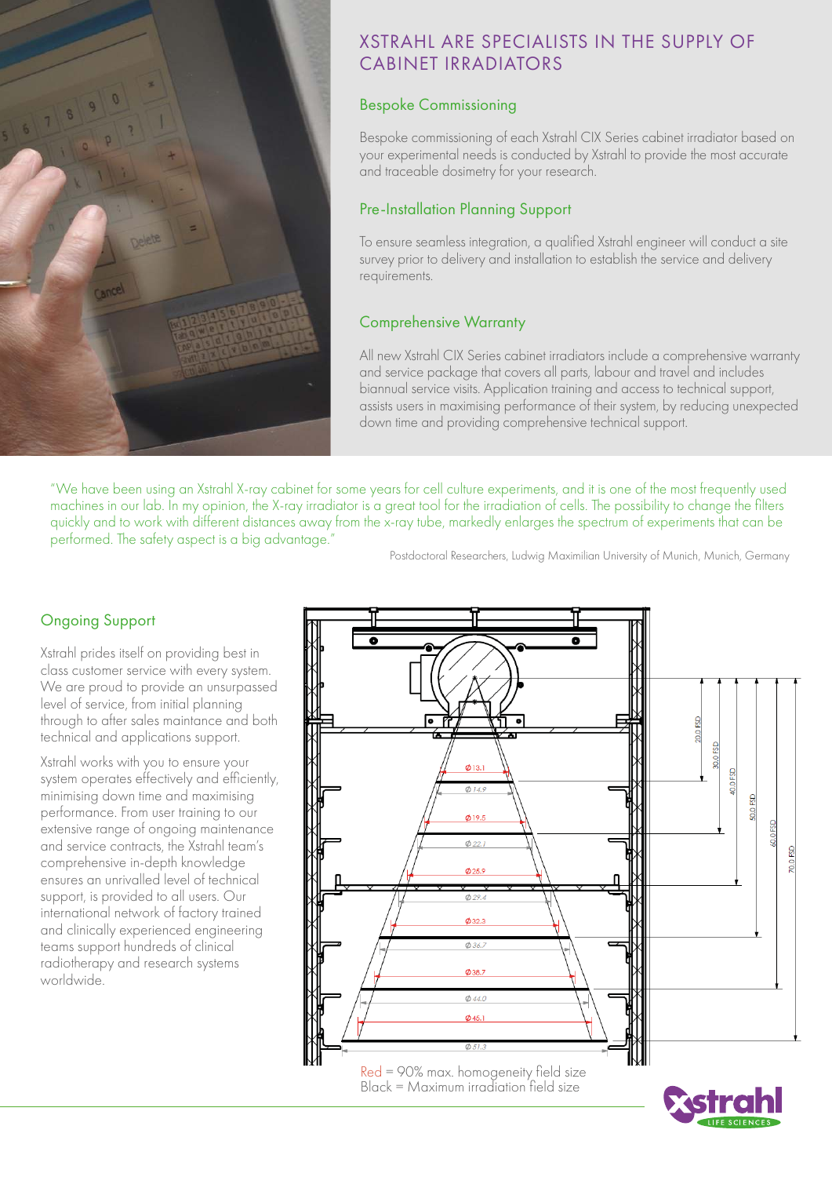# XSTRAHL ARE SPECIALISTS IN THE SUPPLY OF CABINET IRRADIATORS

## Bespoke Commissioning

Bespoke commissioning of each Xstrahl CIX Series cabinet irradiator based on your experimental needs is conducted by Xstrahl to provide the most accurate and traceable dosimetry for your research.

## Pre-Installation Planning Support

To ensure seamless integration, a qualified Xstrahl engineer will conduct a site survey prior to delivery and installation to establish the service and delivery requirements.

## Comprehensive Warranty

All new Xstrahl CIX Series cabinet irradiators include a comprehensive warranty and service package that covers all parts, labour and travel and includes biannual service visits. Application training and access to technical support, assists users in maximising performance of their system, by reducing unexpected down time and providing comprehensive technical support.

"We have been using an Xstrahl X-ray cabinet for some years for cell culture experiments, and it is one of the most frequently used machines in our lab. In my opinion, the X-ray irradiator is a great tool for the irradiation of cells. The possibility to change the filters quickly and to work with different distances away from the x-ray tube, markedly enlarges the spectrum of experiments that can be performed. The safety aspect is a big advantage."

Postdoctoral Researchers, Ludwig Maximilian University of Munich, Munich, Germany

## Ongoing Support

Xstrahl prides itself on providing best in class customer service with every system. We are proud to provide an unsurpassed level of service, from initial planning through to after sales maintance and both technical and applications support.

Xstrahl works with you to ensure your system operates effectively and efficiently, minimising down time and maximising performance. From user training to our extensive range of ongoing maintenance and service contracts, the Xstrahl team's comprehensive in-depth knowledge ensures an unrivalled level of technical support, is provided to all users. Our international network of factory trained and clinically experienced engineering teams support hundreds of clinical radiotherapy and research systems worldwide.

Red = 90% max. homogeneity field size
Black = Maximum irradiation field size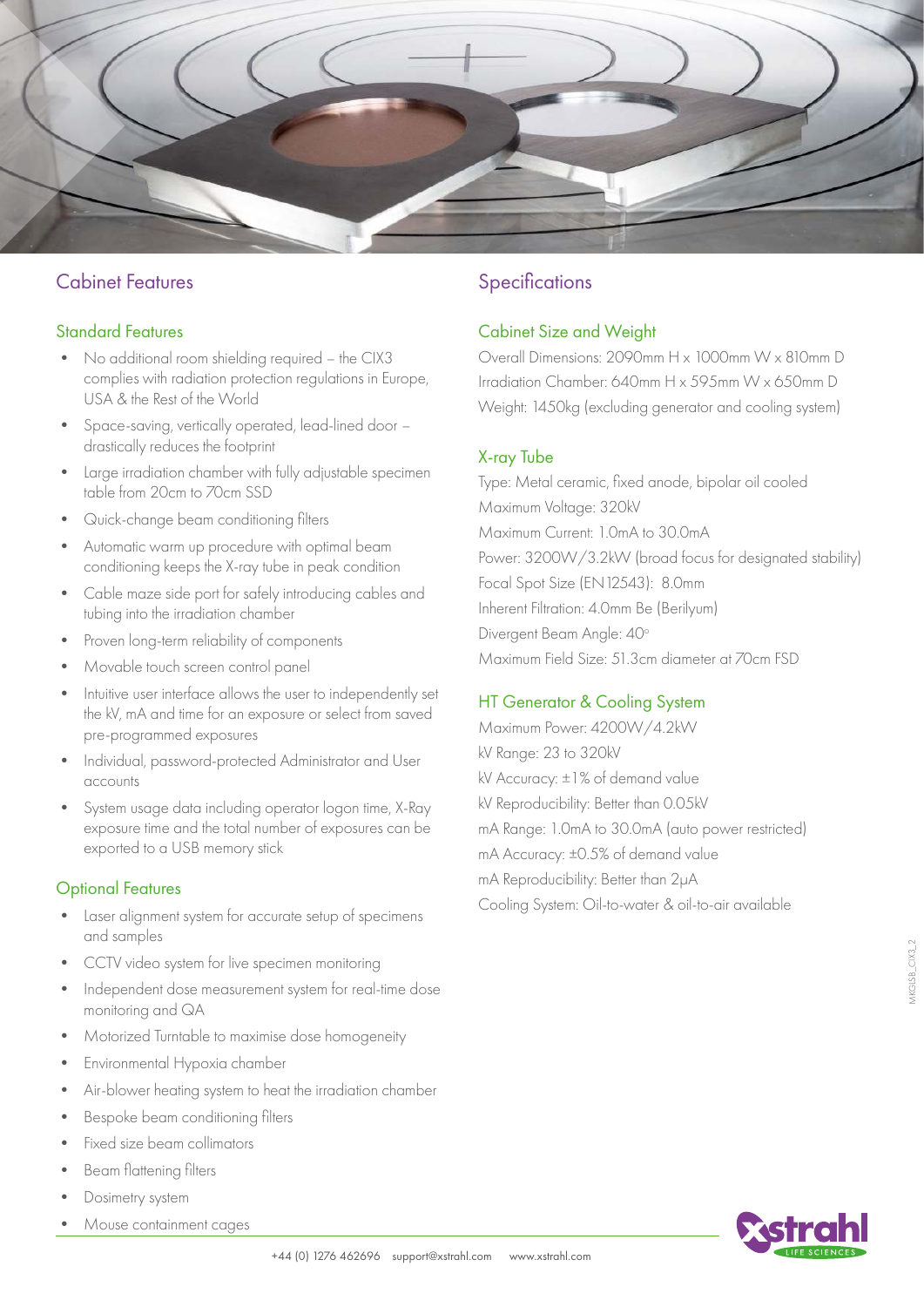## Cabinet Features

### Standard Features

- No additional room shielding required – the CIX3 complies with radiation protection regulations in Europe, USA & the Rest of the World
- Space-saving, vertically operated, lead-lined door – drastically reduces the footprint
- Large irradiation chamber with fully adjustable specimen table from 20cm to 70cm SSD
- Quick-change beam conditioning filters
- Automatic warm up procedure with optimal beam conditioning keeps the X-ray tube in peak condition
- Cable maze side port for safely introducing cables and tubing into the irradiation chamber
- Proven long-term reliability of components
- Movable touch screen control panel
- Intuitive user interface allows the user to independently set the kV, mA and time for an exposure or select from saved pre-programmed exposures
- Individual, password-protected Administrator and User accounts
- System usage data including operator logon time, X-Ray exposure time and the total number of exposures can be exported to a USB memory stick

### Optional Features

- Laser alignment system for accurate setup of specimens and samples
- CCTV video system for live specimen monitoring
- Independent dose measurement system for real-time dose monitoring and QA
- Motorized Turntable to maximise dose homogeneity
- Environmental Hypoxia chamber
- Air-blower heating system to heat the irradiation chamber
- Bespoke beam conditioning filters
- Fixed size beam collimators
- Beam flattening filters
- Dosimetry system
- Mouse containment cages

## Specifications

### Cabinet Size and Weight

Overall Dimensions: 2090mm H x 1000mm W x 810mm D
Irradiation Chamber: 640mm H x 595mm W x 650mm D
Weight: 1450kg (excluding generator and cooling system)

### X-ray Tube

Type: Metal ceramic, fixed anode, bipolar oil cooled
Maximum Voltage: 320kV
Maximum Current: 1.0mA to 30.0mA
Power: 3200W/3.2kW (broad focus for designated stability)
Focal Spot Size (EN 12543): 8.0mm
Inherent Filtration: 4.0mm Be (Berilyum)
Divergent Beam Angle: 40°
Maximum Field Size: 51.3cm diameter at 70cm FSD

### HT Generator & Cooling System

Maximum Power: 4200W/4.2kW
kV Range: 23 to 320kV
kV Accuracy: ±1% of demand value
kV Reproducibility: Better than 0.05kV
mA Range: 1.0mA to 30.0mA (auto power restricted)
mA Accuracy: ±0.5% of demand value
mA Reproducibility: Better than 2μA
Cooling System: Oil-to-water & oil-to-air available

MKG158_CIX3_2

+44 (0) 1276 462696 support@xstrahl.com www.xstrahl.com